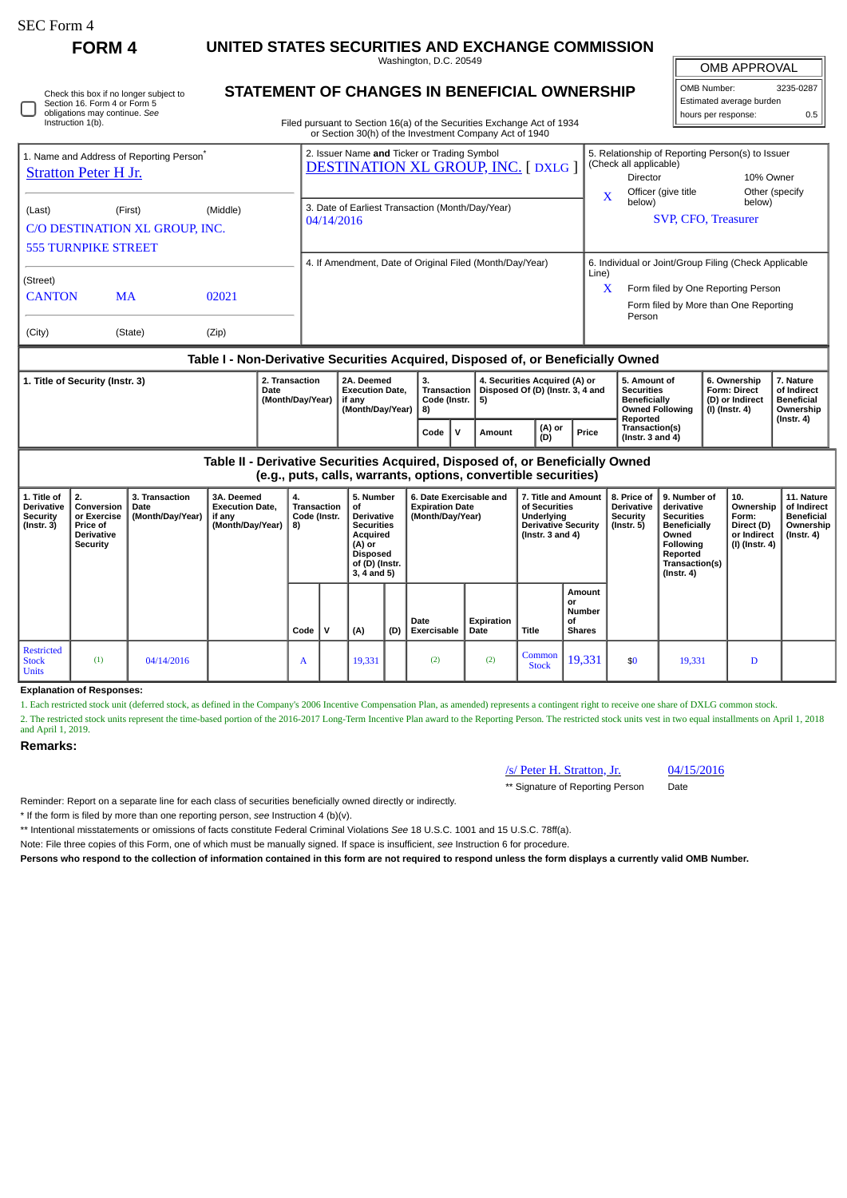SEC Form 4

# FORM 4

## UNITED STATES SECURITIES AND EXCHANGE COMMISSION

Washington, D.C. 20549

## STATEMENT OF CHANGES IN BENEFICIAL OWNERSHIP

Filed pursuant to Section 16(a) of the Securities Exchange Act of 1934
or Section 30(h) of the Investment Company Act of 1940

| OMB APPROVAL | |
|---|---|
| OMB Number: | 3235-0287 |
| Estimated average burden | |
| hours per response: | 0.5 |

☐ Check this box if no longer subject to Section 16. Form 4 or Form 5 obligations may continue. *See* Instruction 1(b).

1. Name and Address of Reporting Person*
Stratton Peter H Jr.

(Last) (First) (Middle)
C/O DESTINATION XL GROUP, INC.
555 TURNPIKE STREET

(Street)
CANTON MA 02021

(City) (State) (Zip)

2. Issuer Name **and** Ticker or Trading Symbol
DESTINATION XL GROUP, INC. [ DXLG ]

3. Date of Earliest Transaction (Month/Day/Year)
04/14/2016

4. If Amendment, Date of Original Filed (Month/Day/Year)

5. Relationship of Reporting Person(s) to Issuer (Check all applicable)
Director | 10% Owner
X Officer (give title below) | Other (specify below)
SVP, CFO, Treasurer

6. Individual or Joint/Group Filing (Check Applicable Line)
X Form filed by One Reporting Person
Form filed by More than One Reporting Person

### Table I - Non-Derivative Securities Acquired, Disposed of, or Beneficially Owned

| 1. Title of Security (Instr. 3) | 2. Transaction Date (Month/Day/Year) | 2A. Deemed Execution Date, if any (Month/Day/Year) | 3. Transaction Code (Instr. 8) | | 4. Securities Acquired (A) or Disposed Of (D) (Instr. 3, 4 and 5) | | | 5. Amount of Securities Beneficially Owned Following Reported Transaction(s) (Instr. 3 and 4) | 6. Ownership Form: Direct (D) or Indirect (I) (Instr. 4) | 7. Nature of Indirect Beneficial Ownership (Instr. 4) |
|---|---|---|---|---|---|---|---|---|---|---|
| | | | Code | V | Amount | (A) or (D) | Price | | | |

### Table II - Derivative Securities Acquired, Disposed of, or Beneficially Owned
(e.g., puts, calls, warrants, options, convertible securities)

| 1. Title of Derivative Security (Instr. 3) | 2. Conversion or Exercise Price of Derivative Security | 3. Transaction Date (Month/Day/Year) | 3A. Deemed Execution Date, if any (Month/Day/Year) | 4. Transaction Code (Instr. 8) | | 5. Number of Derivative Securities Acquired (A) or Disposed of (D) (Instr. 3, 4 and 5) | | 6. Date Exercisable and Expiration Date (Month/Day/Year) | | 7. Title and Amount of Securities Underlying Derivative Security (Instr. 3 and 4) | | 8. Price of Derivative Security (Instr. 5) | 9. Number of derivative Securities Beneficially Owned Following Reported Transaction(s) (Instr. 4) | 10. Ownership Form: Direct (D) or Indirect (I) (Instr. 4) | 11. Nature of Indirect Beneficial Ownership (Instr. 4) |
|---|---|---|---|---|---|---|---|---|---|---|---|---|---|---|---|
| | | | | Code | V | (A) | (D) | Date Exercisable | Expiration Date | Title | Amount or Number of Shares | | | | |
| Restricted Stock Units | (1) | 04/14/2016 | | A | | 19,331 | | (2) | (2) | Common Stock | 19,331 | $0 | 19,331 | D | |

**Explanation of Responses:**

1. Each restricted stock unit (deferred stock, as defined in the Company's 2006 Incentive Compensation Plan, as amended) represents a contingent right to receive one share of DXLG common stock.
2. The restricted stock units represent the time-based portion of the 2016-2017 Long-Term Incentive Plan award to the Reporting Person. The restricted stock units vest in two equal installments on April 1, 2018 and April 1, 2019.

**Remarks:**

/s/ Peter H. Stratton, Jr. — 04/15/2016
** Signature of Reporting Person — Date

Reminder: Report on a separate line for each class of securities beneficially owned directly or indirectly.

* If the form is filed by more than one reporting person, *see* Instruction 4 (b)(v).

** Intentional misstatements or omissions of facts constitute Federal Criminal Violations *See* 18 U.S.C. 1001 and 15 U.S.C. 78ff(a).

Note: File three copies of this Form, one of which must be manually signed. If space is insufficient, *see* Instruction 6 for procedure.

**Persons who respond to the collection of information contained in this form are not required to respond unless the form displays a currently valid OMB Number.**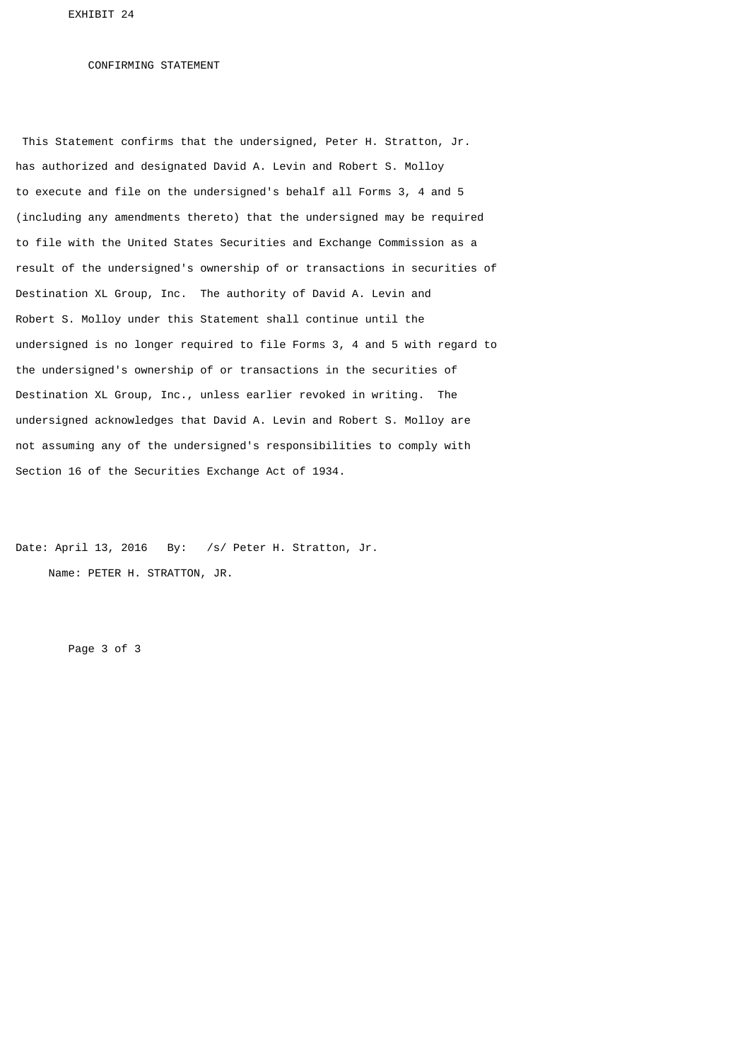EXHIBIT 24

CONFIRMING STATEMENT

This Statement confirms that the undersigned, Peter H. Stratton, Jr. has authorized and designated David A. Levin and Robert S. Molloy to execute and file on the undersigned's behalf all Forms 3, 4 and 5 (including any amendments thereto) that the undersigned may be required to file with the United States Securities and Exchange Commission as a result of the undersigned's ownership of or transactions in securities of Destination XL Group, Inc. The authority of David A. Levin and Robert S. Molloy under this Statement shall continue until the undersigned is no longer required to file Forms 3, 4 and 5 with regard to the undersigned's ownership of or transactions in the securities of Destination XL Group, Inc., unless earlier revoked in writing. The undersigned acknowledges that David A. Levin and Robert S. Molloy are not assuming any of the undersigned's responsibilities to comply with Section 16 of the Securities Exchange Act of 1934.

Date: April 13, 2016 By: /s/ Peter H. Stratton, Jr.

Name: PETER H. STRATTON, JR.